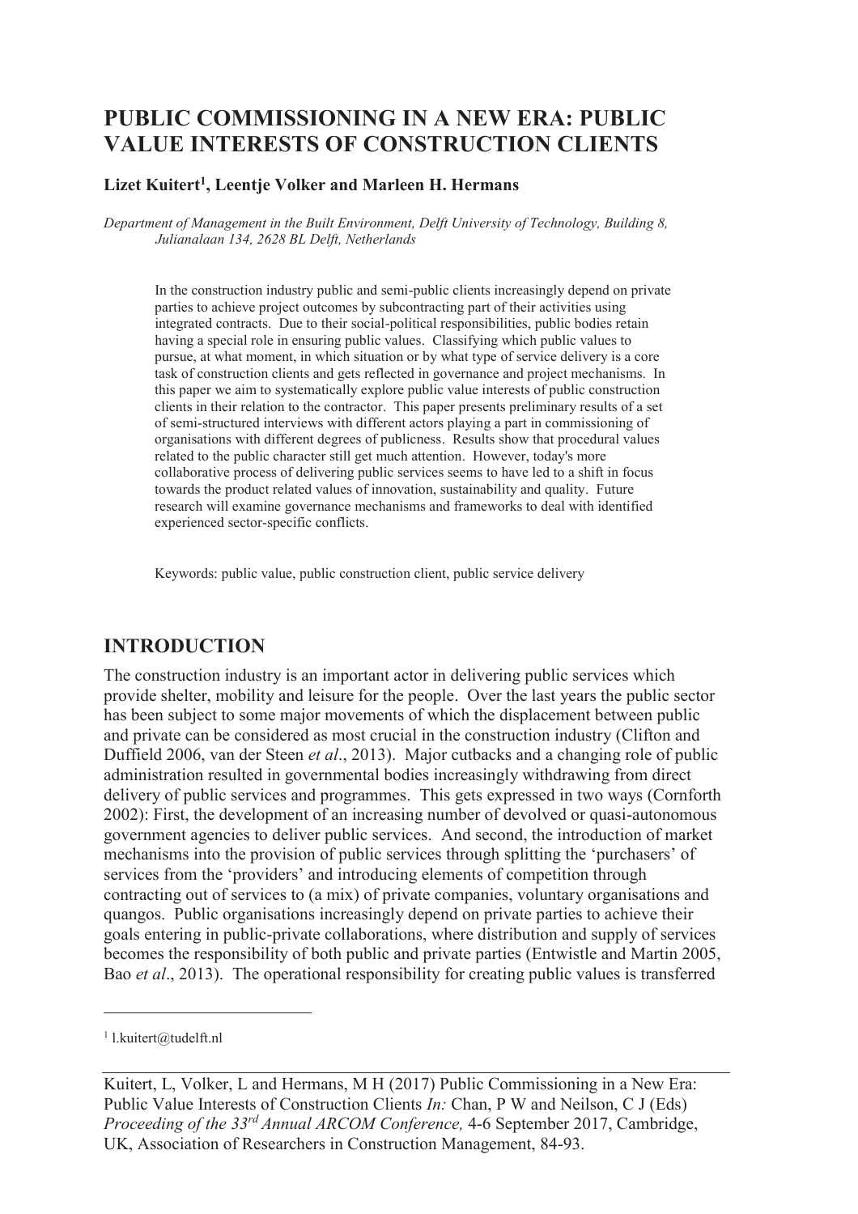# PUBLIC COMMISSIONING IN A NEW ERA: PUBLIC VALUE INTERESTS OF CONSTRUCTION CLIENTS

**Lizet Kuitert[1], Leentje Volker and Marleen H. Hermans**

*Department of Management in the Built Environment, Delft University of Technology, Building 8, Julianalaan 134, 2628 BL Delft, Netherlands*

In the construction industry public and semi-public clients increasingly depend on private parties to achieve project outcomes by subcontracting part of their activities using integrated contracts. Due to their social-political responsibilities, public bodies retain having a special role in ensuring public values. Classifying which public values to pursue, at what moment, in which situation or by what type of service delivery is a core task of construction clients and gets reflected in governance and project mechanisms. In this paper we aim to systematically explore public value interests of public construction clients in their relation to the contractor. This paper presents preliminary results of a set of semi-structured interviews with different actors playing a part in commissioning of organisations with different degrees of publicness. Results show that procedural values related to the public character still get much attention. However, today's more collaborative process of delivering public services seems to have led to a shift in focus towards the product related values of innovation, sustainability and quality. Future research will examine governance mechanisms and frameworks to deal with identified experienced sector-specific conflicts.

Keywords: public value, public construction client, public service delivery

## INTRODUCTION

The construction industry is an important actor in delivering public services which provide shelter, mobility and leisure for the people. Over the last years the public sector has been subject to some major movements of which the displacement between public and private can be considered as most crucial in the construction industry (Clifton and Duffield 2006, van der Steen *et al*., 2013). Major cutbacks and a changing role of public administration resulted in governmental bodies increasingly withdrawing from direct delivery of public services and programmes. This gets expressed in two ways (Cornforth 2002): First, the development of an increasing number of devolved or quasi-autonomous government agencies to deliver public services. And second, the introduction of market mechanisms into the provision of public services through splitting the 'purchasers' of services from the 'providers' and introducing elements of competition through contracting out of services to (a mix) of private companies, voluntary organisations and quangos. Public organisations increasingly depend on private parties to achieve their goals entering in public-private collaborations, where distribution and supply of services becomes the responsibility of both public and private parties (Entwistle and Martin 2005, Bao *et al*., 2013). The operational responsibility for creating public values is transferred

---

[1] l.kuitert@tudelft.nl

Kuitert, L, Volker, L and Hermans, M H (2017) Public Commissioning in a New Era: Public Value Interests of Construction Clients *In:* Chan, P W and Neilson, C J (Eds) *Proceeding of the 33rd Annual ARCOM Conference,* 4-6 September 2017, Cambridge, UK, Association of Researchers in Construction Management, 84-93.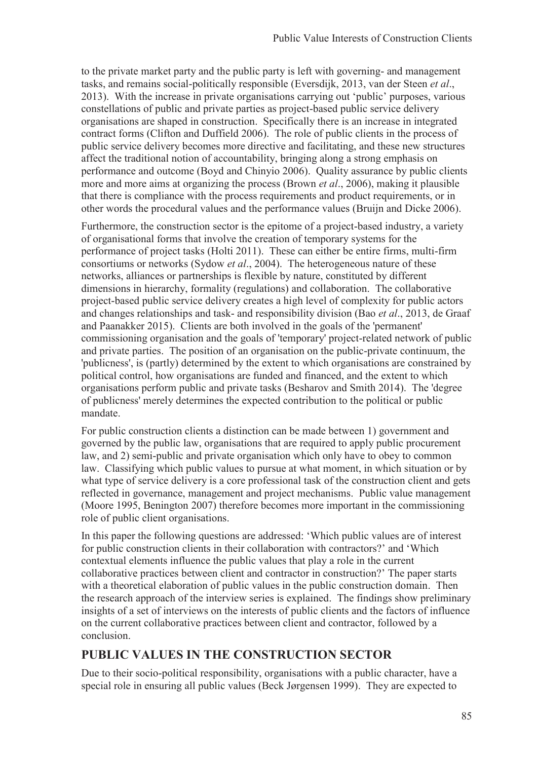to the private market party and the public party is left with governing- and management tasks, and remains social-politically responsible (Eversdijk, 2013, van der Steen *et al*., 2013). With the increase in private organisations carrying out 'public' purposes, various constellations of public and private parties as project-based public service delivery organisations are shaped in construction. Specifically there is an increase in integrated contract forms (Clifton and Duffield 2006). The role of public clients in the process of public service delivery becomes more directive and facilitating, and these new structures affect the traditional notion of accountability, bringing along a strong emphasis on performance and outcome (Boyd and Chinyio 2006). Quality assurance by public clients more and more aims at organizing the process (Brown *et al*., 2006), making it plausible that there is compliance with the process requirements and product requirements, or in other words the procedural values and the performance values (Bruijn and Dicke 2006).

Furthermore, the construction sector is the epitome of a project-based industry, a variety of organisational forms that involve the creation of temporary systems for the performance of project tasks (Holti 2011). These can either be entire firms, multi-firm consortiums or networks (Sydow *et al*., 2004). The heterogeneous nature of these networks, alliances or partnerships is flexible by nature, constituted by different dimensions in hierarchy, formality (regulations) and collaboration. The collaborative project-based public service delivery creates a high level of complexity for public actors and changes relationships and task- and responsibility division (Bao *et al*., 2013, de Graaf and Paanakker 2015). Clients are both involved in the goals of the 'permanent' commissioning organisation and the goals of 'temporary' project-related network of public and private parties. The position of an organisation on the public-private continuum, the 'publicness', is (partly) determined by the extent to which organisations are constrained by political control, how organisations are funded and financed, and the extent to which organisations perform public and private tasks (Besharov and Smith 2014). The 'degree of publicness' merely determines the expected contribution to the political or public mandate.

For public construction clients a distinction can be made between 1) government and governed by the public law, organisations that are required to apply public procurement law, and 2) semi-public and private organisation which only have to obey to common law. Classifying which public values to pursue at what moment, in which situation or by what type of service delivery is a core professional task of the construction client and gets reflected in governance, management and project mechanisms. Public value management (Moore 1995, Benington 2007) therefore becomes more important in the commissioning role of public client organisations.

In this paper the following questions are addressed: 'Which public values are of interest for public construction clients in their collaboration with contractors?' and 'Which contextual elements influence the public values that play a role in the current collaborative practices between client and contractor in construction?' The paper starts with a theoretical elaboration of public values in the public construction domain. Then the research approach of the interview series is explained. The findings show preliminary insights of a set of interviews on the interests of public clients and the factors of influence on the current collaborative practices between client and contractor, followed by a conclusion.

## PUBLIC VALUES IN THE CONSTRUCTION SECTOR

Due to their socio-political responsibility, organisations with a public character, have a special role in ensuring all public values (Beck Jørgensen 1999). They are expected to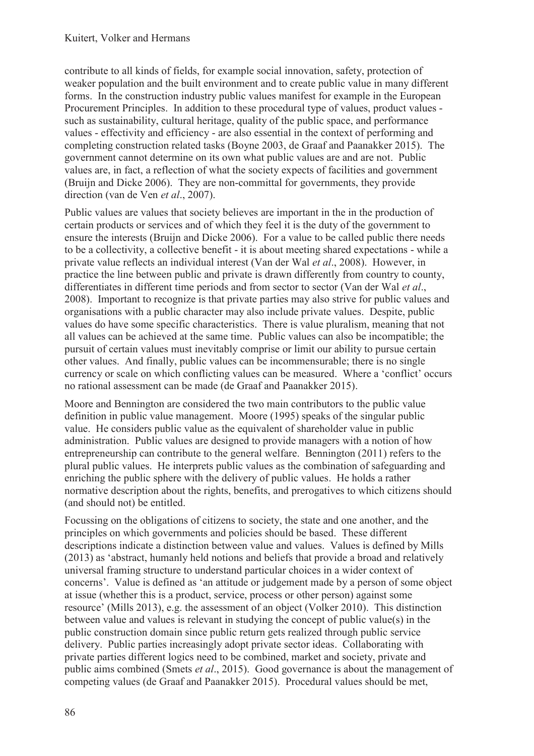contribute to all kinds of fields, for example social innovation, safety, protection of weaker population and the built environment and to create public value in many different forms. In the construction industry public values manifest for example in the European Procurement Principles. In addition to these procedural type of values, product values - such as sustainability, cultural heritage, quality of the public space, and performance values - effectivity and efficiency - are also essential in the context of performing and completing construction related tasks (Boyne 2003, de Graaf and Paanakker 2015). The government cannot determine on its own what public values are and are not. Public values are, in fact, a reflection of what the society expects of facilities and government (Bruijn and Dicke 2006). They are non-committal for governments, they provide direction (van de Ven *et al*., 2007).

Public values are values that society believes are important in the in the production of certain products or services and of which they feel it is the duty of the government to ensure the interests (Bruijn and Dicke 2006). For a value to be called public there needs to be a collectivity, a collective benefit - it is about meeting shared expectations - while a private value reflects an individual interest (Van der Wal *et al*., 2008). However, in practice the line between public and private is drawn differently from country to county, differentiates in different time periods and from sector to sector (Van der Wal *et al*., 2008). Important to recognize is that private parties may also strive for public values and organisations with a public character may also include private values. Despite, public values do have some specific characteristics. There is value pluralism, meaning that not all values can be achieved at the same time. Public values can also be incompatible; the pursuit of certain values must inevitably comprise or limit our ability to pursue certain other values. And finally, public values can be incommensurable; there is no single currency or scale on which conflicting values can be measured. Where a 'conflict' occurs no rational assessment can be made (de Graaf and Paanakker 2015).

Moore and Bennington are considered the two main contributors to the public value definition in public value management. Moore (1995) speaks of the singular public value. He considers public value as the equivalent of shareholder value in public administration. Public values are designed to provide managers with a notion of how entrepreneurship can contribute to the general welfare. Bennington (2011) refers to the plural public values. He interprets public values as the combination of safeguarding and enriching the public sphere with the delivery of public values. He holds a rather normative description about the rights, benefits, and prerogatives to which citizens should (and should not) be entitled.

Focussing on the obligations of citizens to society, the state and one another, and the principles on which governments and policies should be based. These different descriptions indicate a distinction between value and values. Values is defined by Mills (2013) as 'abstract, humanly held notions and beliefs that provide a broad and relatively universal framing structure to understand particular choices in a wider context of concerns'. Value is defined as 'an attitude or judgement made by a person of some object at issue (whether this is a product, service, process or other person) against some resource' (Mills 2013), e.g. the assessment of an object (Volker 2010). This distinction between value and values is relevant in studying the concept of public value(s) in the public construction domain since public return gets realized through public service delivery. Public parties increasingly adopt private sector ideas. Collaborating with private parties different logics need to be combined, market and society, private and public aims combined (Smets *et al*., 2015). Good governance is about the management of competing values (de Graaf and Paanakker 2015). Procedural values should be met,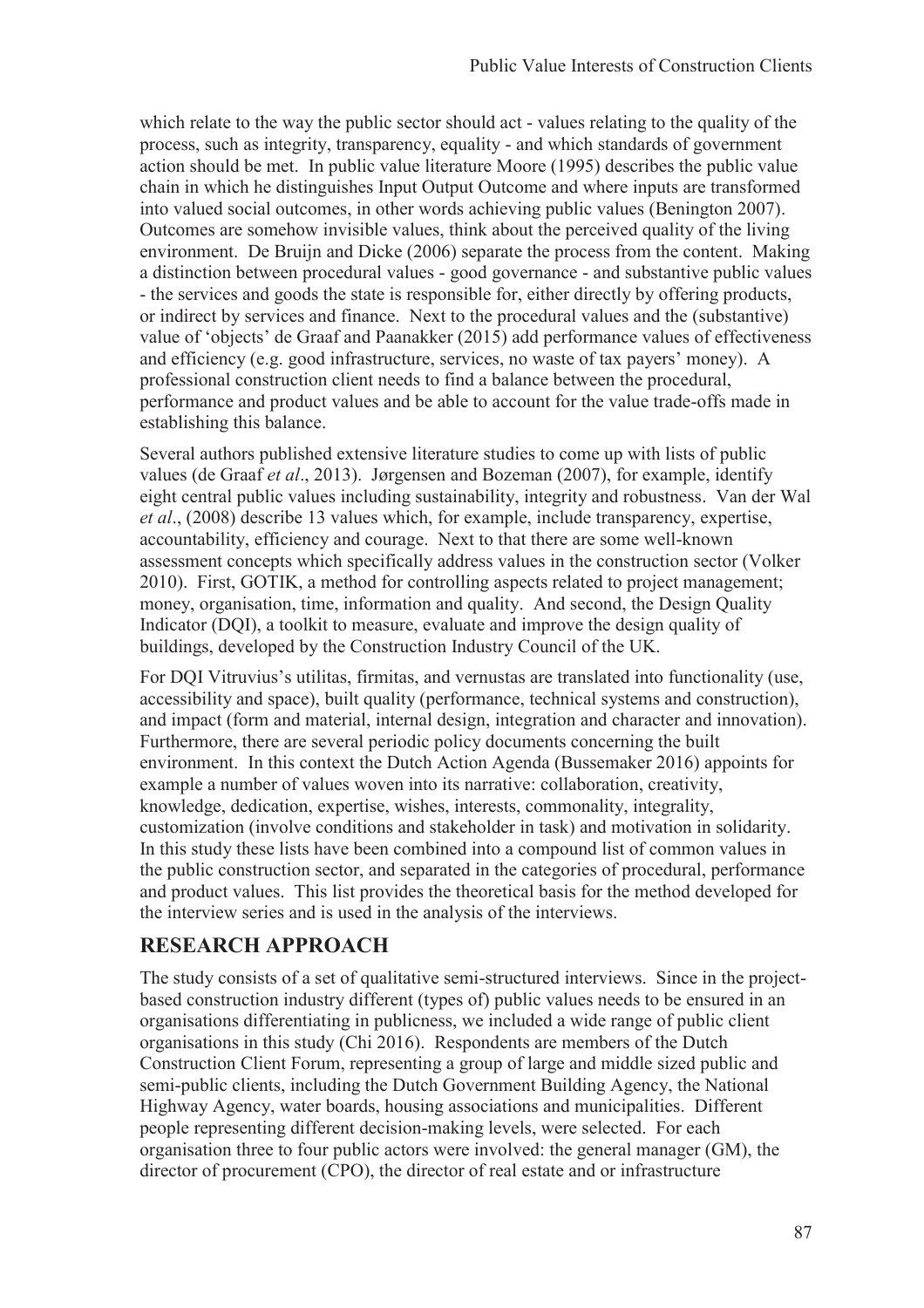which relate to the way the public sector should act - values relating to the quality of the process, such as integrity, transparency, equality - and which standards of government action should be met. In public value literature Moore (1995) describes the public value chain in which he distinguishes Input Output Outcome and where inputs are transformed into valued social outcomes, in other words achieving public values (Benington 2007). Outcomes are somehow invisible values, think about the perceived quality of the living environment. De Bruijn and Dicke (2006) separate the process from the content. Making a distinction between procedural values - good governance - and substantive public values - the services and goods the state is responsible for, either directly by offering products, or indirect by services and finance. Next to the procedural values and the (substantive) value of 'objects' de Graaf and Paanakker (2015) add performance values of effectiveness and efficiency (e.g. good infrastructure, services, no waste of tax payers' money). A professional construction client needs to find a balance between the procedural, performance and product values and be able to account for the value trade-offs made in establishing this balance.

Several authors published extensive literature studies to come up with lists of public values (de Graaf *et al*., 2013). Jørgensen and Bozeman (2007), for example, identify eight central public values including sustainability, integrity and robustness. Van der Wal *et al*., (2008) describe 13 values which, for example, include transparency, expertise, accountability, efficiency and courage. Next to that there are some well-known assessment concepts which specifically address values in the construction sector (Volker 2010). First, GOTIK, a method for controlling aspects related to project management; money, organisation, time, information and quality. And second, the Design Quality Indicator (DQI), a toolkit to measure, evaluate and improve the design quality of buildings, developed by the Construction Industry Council of the UK.

For DQI Vitruvius's utilitas, firmitas, and vernustas are translated into functionality (use, accessibility and space), built quality (performance, technical systems and construction), and impact (form and material, internal design, integration and character and innovation). Furthermore, there are several periodic policy documents concerning the built environment. In this context the Dutch Action Agenda (Bussemaker 2016) appoints for example a number of values woven into its narrative: collaboration, creativity, knowledge, dedication, expertise, wishes, interests, commonality, integrality, customization (involve conditions and stakeholder in task) and motivation in solidarity. In this study these lists have been combined into a compound list of common values in the public construction sector, and separated in the categories of procedural, performance and product values. This list provides the theoretical basis for the method developed for the interview series and is used in the analysis of the interviews.

## RESEARCH APPROACH

The study consists of a set of qualitative semi-structured interviews. Since in the project-based construction industry different (types of) public values needs to be ensured in an organisations differentiating in publicness, we included a wide range of public client organisations in this study (Chi 2016). Respondents are members of the Dutch Construction Client Forum, representing a group of large and middle sized public and semi-public clients, including the Dutch Government Building Agency, the National Highway Agency, water boards, housing associations and municipalities. Different people representing different decision-making levels, were selected. For each organisation three to four public actors were involved: the general manager (GM), the director of procurement (CPO), the director of real estate and or infrastructure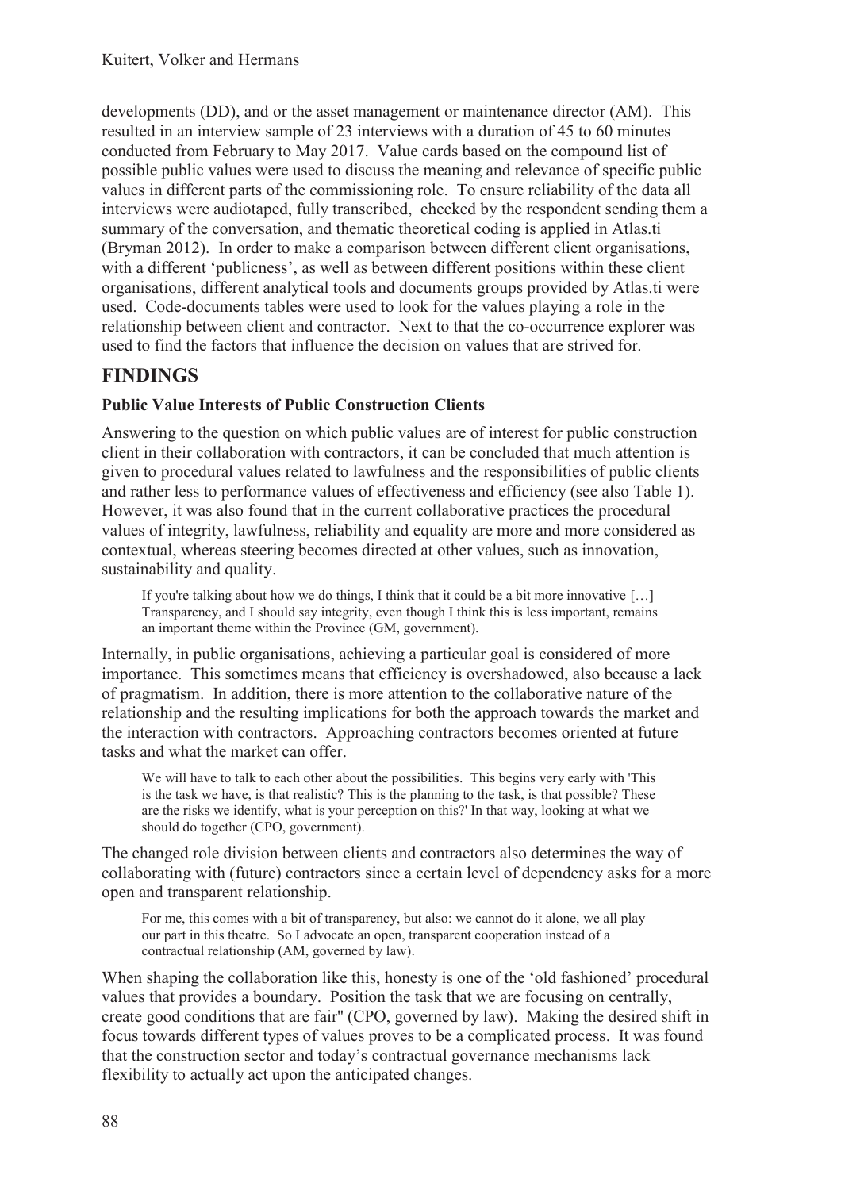developments (DD), and or the asset management or maintenance director (AM). This resulted in an interview sample of 23 interviews with a duration of 45 to 60 minutes conducted from February to May 2017. Value cards based on the compound list of possible public values were used to discuss the meaning and relevance of specific public values in different parts of the commissioning role. To ensure reliability of the data all interviews were audiotaped, fully transcribed, checked by the respondent sending them a summary of the conversation, and thematic theoretical coding is applied in Atlas.ti (Bryman 2012). In order to make a comparison between different client organisations, with a different 'publicness', as well as between different positions within these client organisations, different analytical tools and documents groups provided by Atlas.ti were used. Code-documents tables were used to look for the values playing a role in the relationship between client and contractor. Next to that the co-occurrence explorer was used to find the factors that influence the decision on values that are strived for.

## FINDINGS

### Public Value Interests of Public Construction Clients

Answering to the question on which public values are of interest for public construction client in their collaboration with contractors, it can be concluded that much attention is given to procedural values related to lawfulness and the responsibilities of public clients and rather less to performance values of effectiveness and efficiency (see also Table 1). However, it was also found that in the current collaborative practices the procedural values of integrity, lawfulness, reliability and equality are more and more considered as contextual, whereas steering becomes directed at other values, such as innovation, sustainability and quality.

> If you're talking about how we do things, I think that it could be a bit more innovative […] Transparency, and I should say integrity, even though I think this is less important, remains an important theme within the Province (GM, government).

Internally, in public organisations, achieving a particular goal is considered of more importance. This sometimes means that efficiency is overshadowed, also because a lack of pragmatism. In addition, there is more attention to the collaborative nature of the relationship and the resulting implications for both the approach towards the market and the interaction with contractors. Approaching contractors becomes oriented at future tasks and what the market can offer.

> We will have to talk to each other about the possibilities. This begins very early with 'This is the task we have, is that realistic? This is the planning to the task, is that possible? These are the risks we identify, what is your perception on this?' In that way, looking at what we should do together (CPO, government).

The changed role division between clients and contractors also determines the way of collaborating with (future) contractors since a certain level of dependency asks for a more open and transparent relationship.

> For me, this comes with a bit of transparency, but also: we cannot do it alone, we all play our part in this theatre. So I advocate an open, transparent cooperation instead of a contractual relationship (AM, governed by law).

When shaping the collaboration like this, honesty is one of the 'old fashioned' procedural values that provides a boundary. Position the task that we are focusing on centrally, create good conditions that are fair" (CPO, governed by law). Making the desired shift in focus towards different types of values proves to be a complicated process. It was found that the construction sector and today's contractual governance mechanisms lack flexibility to actually act upon the anticipated changes.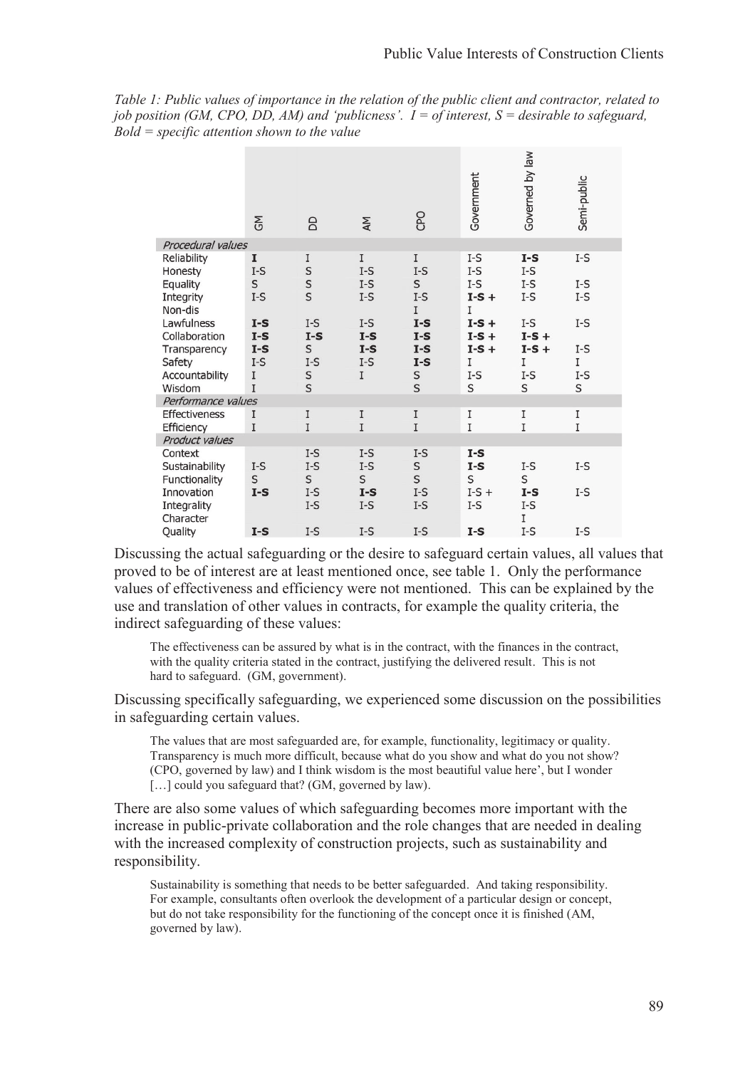*Table 1: Public values of importance in the relation of the public client and contractor, related to job position (GM, CPO, DD, AM) and 'publicness'. I = of interest, S = desirable to safeguard, Bold = specific attention shown to the value*

| | GM | DD | AM | CPO | Government | Governed by law | Semi-public |
|---|---|---|---|---|---|---|---|
| *Procedural values* | | | | | | | |
| Reliability | **I** | I | I | I | I-S | **I-S** | I-S |
| Honesty | I-S | S | I-S | I-S | I-S | I-S | |
| Equality | S | S | I-S | S | I-S | I-S | I-S |
| Integrity | I-S | S | I-S | I-S | **I-S +** | I-S | I-S |
| Non-dis | | | | I | I | | |
| Lawfulness | **I-S** | I-S | I-S | **I-S** | **I-S +** | I-S | I-S |
| Collaboration | **I-S** | **I-S** | **I-S** | **I-S** | **I-S +** | **I-S +** | |
| Transparency | **I-S** | S | **I-S** | **I-S** | **I-S +** | **I-S +** | I-S |
| Safety | I-S | I-S | I-S | **I-S** | I | I | I |
| Accountability | I | S | I | S | I-S | I-S | I-S |
| Wisdom | I | S | | S | S | S | S |
| *Performance values* | | | | | | | |
| Effectiveness | I | I | I | I | I | I | I |
| Efficiency | I | I | I | I | I | I | I |
| *Product values* | | | | | | | |
| Context | | I-S | I-S | I-S | **I-S** | | |
| Sustainability | I-S | I-S | I-S | S | **I-S** | I-S | I-S |
| Functionality | S | S | S | S | S | S | |
| Innovation | **I-S** | I-S | **I-S** | I-S | I-S + | **I-S** | I-S |
| Integrality | | I-S | I-S | I-S | I-S | I-S | |
| Character | | | | | | I | |
| Quality | **I-S** | I-S | I-S | I-S | **I-S** | I-S | I-S |

Discussing the actual safeguarding or the desire to safeguard certain values, all values that proved to be of interest are at least mentioned once, see table 1. Only the performance values of effectiveness and efficiency were not mentioned. This can be explained by the use and translation of other values in contracts, for example the quality criteria, the indirect safeguarding of these values:

> The effectiveness can be assured by what is in the contract, with the finances in the contract, with the quality criteria stated in the contract, justifying the delivered result. This is not hard to safeguard. (GM, government).

Discussing specifically safeguarding, we experienced some discussion on the possibilities in safeguarding certain values.

> The values that are most safeguarded are, for example, functionality, legitimacy or quality. Transparency is much more difficult, because what do you show and what do you not show? (CPO, governed by law) and I think wisdom is the most beautiful value here', but I wonder […] could you safeguard that? (GM, governed by law).

There are also some values of which safeguarding becomes more important with the increase in public-private collaboration and the role changes that are needed in dealing with the increased complexity of construction projects, such as sustainability and responsibility.

> Sustainability is something that needs to be better safeguarded. And taking responsibility. For example, consultants often overlook the development of a particular design or concept, but do not take responsibility for the functioning of the concept once it is finished (AM, governed by law).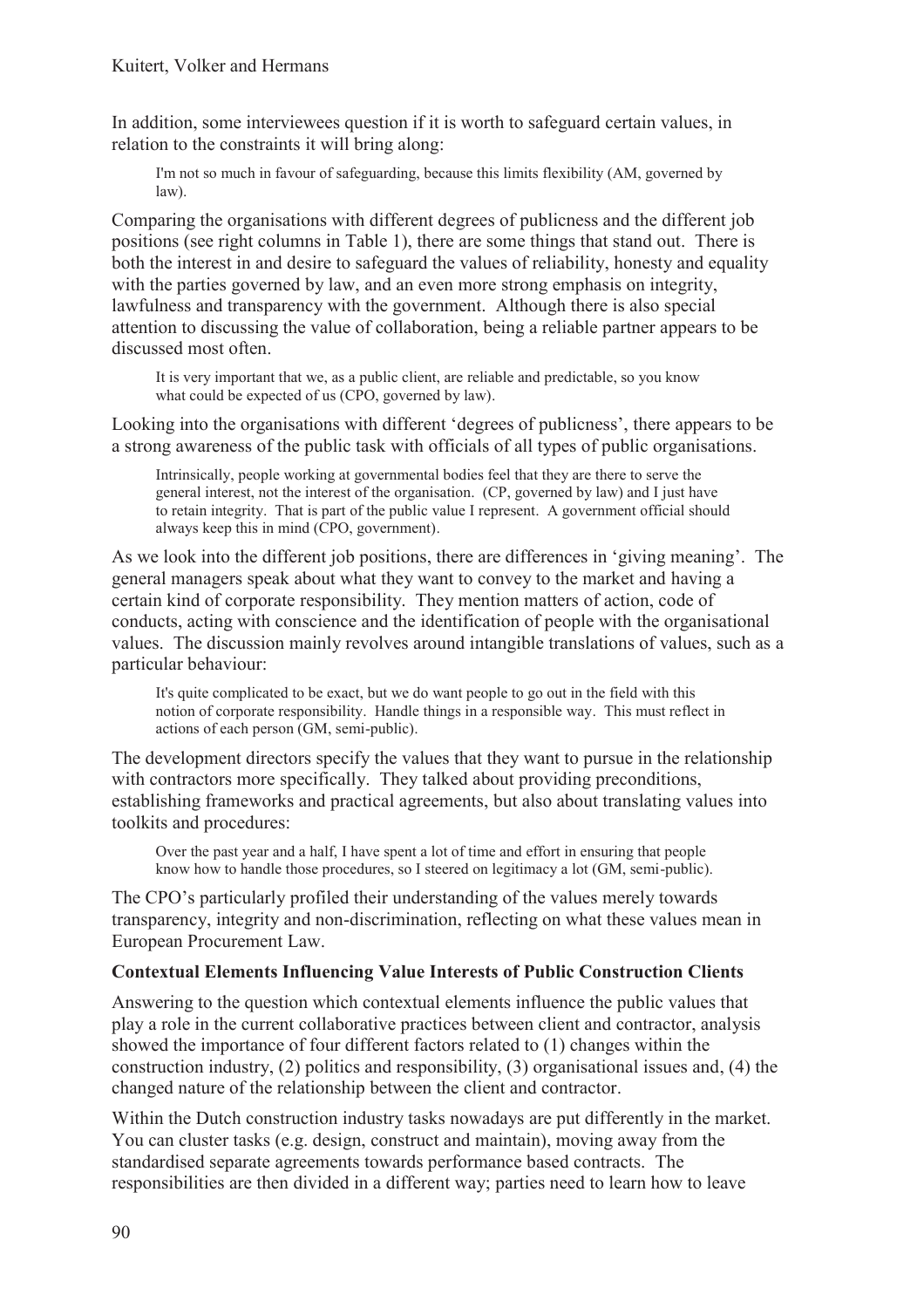In addition, some interviewees question if it is worth to safeguard certain values, in relation to the constraints it will bring along:

> I'm not so much in favour of safeguarding, because this limits flexibility (AM, governed by law).

Comparing the organisations with different degrees of publicness and the different job positions (see right columns in Table 1), there are some things that stand out. There is both the interest in and desire to safeguard the values of reliability, honesty and equality with the parties governed by law, and an even more strong emphasis on integrity, lawfulness and transparency with the government. Although there is also special attention to discussing the value of collaboration, being a reliable partner appears to be discussed most often.

> It is very important that we, as a public client, are reliable and predictable, so you know what could be expected of us (CPO, governed by law).

Looking into the organisations with different 'degrees of publicness', there appears to be a strong awareness of the public task with officials of all types of public organisations.

> Intrinsically, people working at governmental bodies feel that they are there to serve the general interest, not the interest of the organisation. (CP, governed by law) and I just have to retain integrity. That is part of the public value I represent. A government official should always keep this in mind (CPO, government).

As we look into the different job positions, there are differences in 'giving meaning'. The general managers speak about what they want to convey to the market and having a certain kind of corporate responsibility. They mention matters of action, code of conducts, acting with conscience and the identification of people with the organisational values. The discussion mainly revolves around intangible translations of values, such as a particular behaviour:

> It's quite complicated to be exact, but we do want people to go out in the field with this notion of corporate responsibility. Handle things in a responsible way. This must reflect in actions of each person (GM, semi-public).

The development directors specify the values that they want to pursue in the relationship with contractors more specifically. They talked about providing preconditions, establishing frameworks and practical agreements, but also about translating values into toolkits and procedures:

> Over the past year and a half, I have spent a lot of time and effort in ensuring that people know how to handle those procedures, so I steered on legitimacy a lot (GM, semi-public).

The CPO's particularly profiled their understanding of the values merely towards transparency, integrity and non-discrimination, reflecting on what these values mean in European Procurement Law.

**Contextual Elements Influencing Value Interests of Public Construction Clients**

Answering to the question which contextual elements influence the public values that play a role in the current collaborative practices between client and contractor, analysis showed the importance of four different factors related to (1) changes within the construction industry, (2) politics and responsibility, (3) organisational issues and, (4) the changed nature of the relationship between the client and contractor.

Within the Dutch construction industry tasks nowadays are put differently in the market. You can cluster tasks (e.g. design, construct and maintain), moving away from the standardised separate agreements towards performance based contracts. The responsibilities are then divided in a different way; parties need to learn how to leave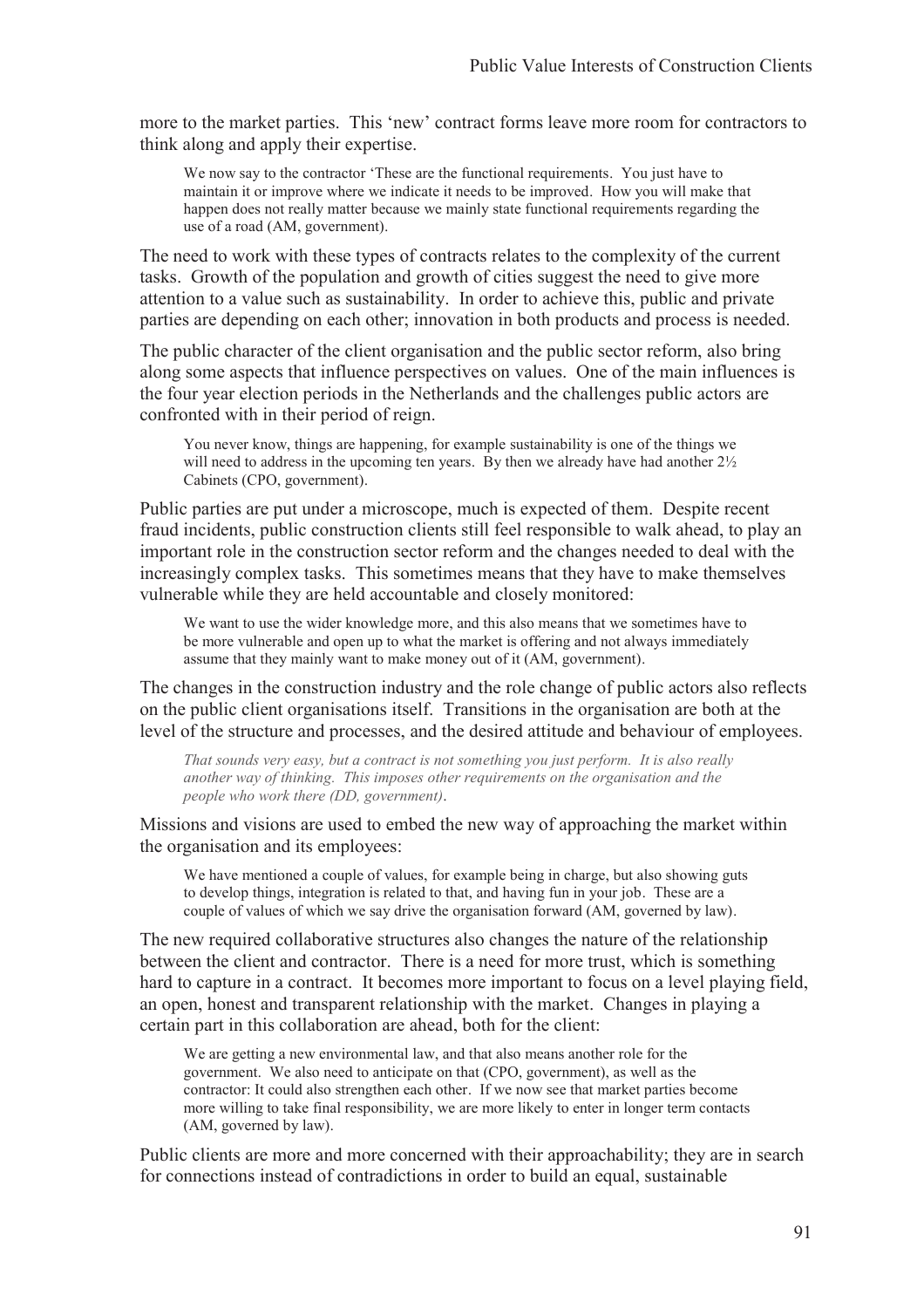more to the market parties. This 'new' contract forms leave more room for contractors to think along and apply their expertise.

> We now say to the contractor 'These are the functional requirements. You just have to maintain it or improve where we indicate it needs to be improved. How you will make that happen does not really matter because we mainly state functional requirements regarding the use of a road (AM, government).

The need to work with these types of contracts relates to the complexity of the current tasks. Growth of the population and growth of cities suggest the need to give more attention to a value such as sustainability. In order to achieve this, public and private parties are depending on each other; innovation in both products and process is needed.

The public character of the client organisation and the public sector reform, also bring along some aspects that influence perspectives on values. One of the main influences is the four year election periods in the Netherlands and the challenges public actors are confronted with in their period of reign.

> You never know, things are happening, for example sustainability is one of the things we will need to address in the upcoming ten years. By then we already have had another 2½ Cabinets (CPO, government).

Public parties are put under a microscope, much is expected of them. Despite recent fraud incidents, public construction clients still feel responsible to walk ahead, to play an important role in the construction sector reform and the changes needed to deal with the increasingly complex tasks. This sometimes means that they have to make themselves vulnerable while they are held accountable and closely monitored:

> We want to use the wider knowledge more, and this also means that we sometimes have to be more vulnerable and open up to what the market is offering and not always immediately assume that they mainly want to make money out of it (AM, government).

The changes in the construction industry and the role change of public actors also reflects on the public client organisations itself. Transitions in the organisation are both at the level of the structure and processes, and the desired attitude and behaviour of employees.

> *That sounds very easy, but a contract is not something you just perform. It is also really another way of thinking. This imposes other requirements on the organisation and the people who work there (DD, government).*

Missions and visions are used to embed the new way of approaching the market within the organisation and its employees:

> We have mentioned a couple of values, for example being in charge, but also showing guts to develop things, integration is related to that, and having fun in your job. These are a couple of values of which we say drive the organisation forward (AM, governed by law).

The new required collaborative structures also changes the nature of the relationship between the client and contractor. There is a need for more trust, which is something hard to capture in a contract. It becomes more important to focus on a level playing field, an open, honest and transparent relationship with the market. Changes in playing a certain part in this collaboration are ahead, both for the client:

> We are getting a new environmental law, and that also means another role for the government. We also need to anticipate on that (CPO, government), as well as the contractor: It could also strengthen each other. If we now see that market parties become more willing to take final responsibility, we are more likely to enter in longer term contacts (AM, governed by law).

Public clients are more and more concerned with their approachability; they are in search for connections instead of contradictions in order to build an equal, sustainable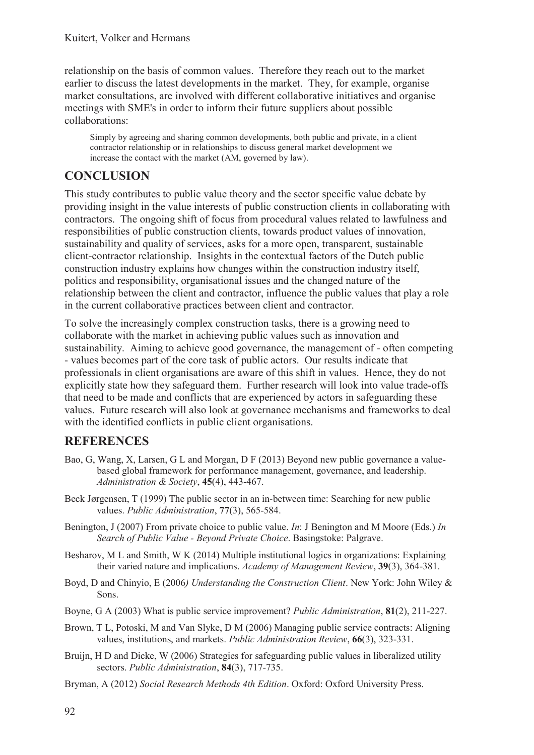relationship on the basis of common values. Therefore they reach out to the market earlier to discuss the latest developments in the market. They, for example, organise market consultations, are involved with different collaborative initiatives and organise meetings with SME's in order to inform their future suppliers about possible collaborations:

> Simply by agreeing and sharing common developments, both public and private, in a client contractor relationship or in relationships to discuss general market development we increase the contact with the market (AM, governed by law).

## CONCLUSION

This study contributes to public value theory and the sector specific value debate by providing insight in the value interests of public construction clients in collaborating with contractors. The ongoing shift of focus from procedural values related to lawfulness and responsibilities of public construction clients, towards product values of innovation, sustainability and quality of services, asks for a more open, transparent, sustainable client-contractor relationship. Insights in the contextual factors of the Dutch public construction industry explains how changes within the construction industry itself, politics and responsibility, organisational issues and the changed nature of the relationship between the client and contractor, influence the public values that play a role in the current collaborative practices between client and contractor.

To solve the increasingly complex construction tasks, there is a growing need to collaborate with the market in achieving public values such as innovation and sustainability. Aiming to achieve good governance, the management of - often competing - values becomes part of the core task of public actors. Our results indicate that professionals in client organisations are aware of this shift in values. Hence, they do not explicitly state how they safeguard them. Further research will look into value trade-offs that need to be made and conflicts that are experienced by actors in safeguarding these values. Future research will also look at governance mechanisms and frameworks to deal with the identified conflicts in public client organisations.

## REFERENCES

Bao, G, Wang, X, Larsen, G L and Morgan, D F (2013) Beyond new public governance a value-based global framework for performance management, governance, and leadership. *Administration & Society*, **45**(4), 443-467.

Beck Jørgensen, T (1999) The public sector in an in-between time: Searching for new public values. *Public Administration*, **77**(3), 565-584.

Benington, J (2007) From private choice to public value. *In*: J Benington and M Moore (Eds.) *In Search of Public Value - Beyond Private Choice*. Basingstoke: Palgrave.

Besharov, M L and Smith, W K (2014) Multiple institutional logics in organizations: Explaining their varied nature and implications. *Academy of Management Review*, **39**(3), 364-381.

Boyd, D and Chinyio, E (2006*) Understanding the Construction Client*. New York: John Wiley & Sons.

Boyne, G A (2003) What is public service improvement? *Public Administration*, **81**(2), 211-227.

Brown, T L, Potoski, M and Van Slyke, D M (2006) Managing public service contracts: Aligning values, institutions, and markets. *Public Administration Review*, **66**(3), 323-331.

Bruijn, H D and Dicke, W (2006) Strategies for safeguarding public values in liberalized utility sectors. *Public Administration*, **84**(3), 717-735.

Bryman, A (2012) *Social Research Methods 4th Edition*. Oxford: Oxford University Press.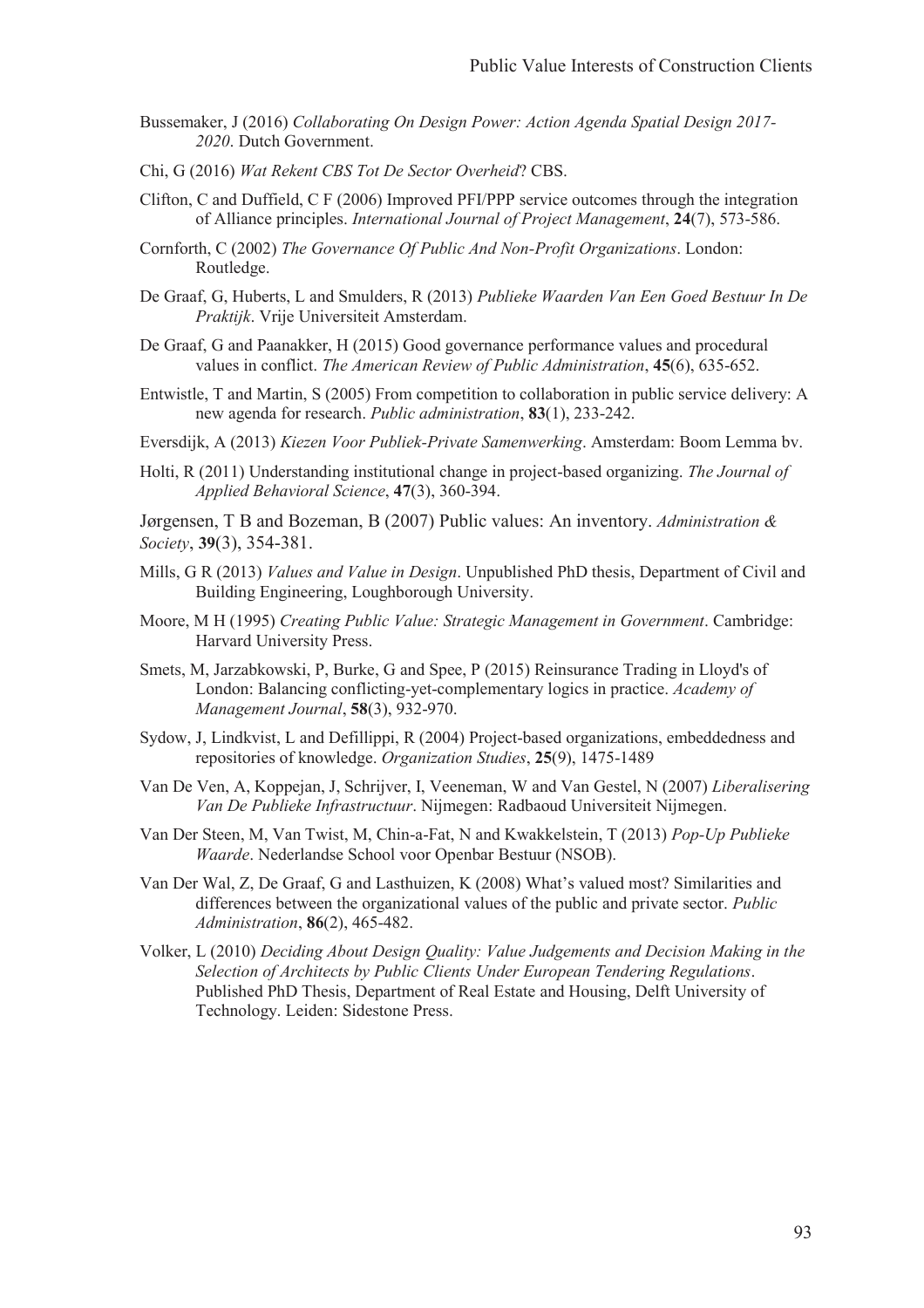Bussemaker, J (2016) *Collaborating On Design Power: Action Agenda Spatial Design 2017-2020*. Dutch Government.

Chi, G (2016) *Wat Rekent CBS Tot De Sector Overheid*? CBS.

Clifton, C and Duffield, C F (2006) Improved PFI/PPP service outcomes through the integration of Alliance principles. *International Journal of Project Management*, **24**(7), 573-586.

Cornforth, C (2002) *The Governance Of Public And Non-Profit Organizations*. London: Routledge.

De Graaf, G, Huberts, L and Smulders, R (2013) *Publieke Waarden Van Een Goed Bestuur In De Praktijk*. Vrije Universiteit Amsterdam.

De Graaf, G and Paanakker, H (2015) Good governance performance values and procedural values in conflict. *The American Review of Public Administration*, **45**(6), 635-652.

Entwistle, T and Martin, S (2005) From competition to collaboration in public service delivery: A new agenda for research. *Public administration*, **83**(1), 233-242.

Eversdijk, A (2013) *Kiezen Voor Publiek-Private Samenwerking*. Amsterdam: Boom Lemma bv.

Holti, R (2011) Understanding institutional change in project-based organizing. *The Journal of Applied Behavioral Science*, **47**(3), 360-394.

Jørgensen, T B and Bozeman, B (2007) Public values: An inventory. *Administration & Society*, **39**(3), 354-381.

Mills, G R (2013) *Values and Value in Design*. Unpublished PhD thesis, Department of Civil and Building Engineering, Loughborough University.

Moore, M H (1995) *Creating Public Value: Strategic Management in Government*. Cambridge: Harvard University Press.

Smets, M, Jarzabkowski, P, Burke, G and Spee, P (2015) Reinsurance Trading in Lloyd's of London: Balancing conflicting-yet-complementary logics in practice. *Academy of Management Journal*, **58**(3), 932-970.

Sydow, J, Lindkvist, L and Defillippi, R (2004) Project-based organizations, embeddedness and repositories of knowledge. *Organization Studies*, **25**(9), 1475-1489

Van De Ven, A, Koppejan, J, Schrijver, I, Veeneman, W and Van Gestel, N (2007) *Liberalisering Van De Publieke Infrastructuur*. Nijmegen: Radbaoud Universiteit Nijmegen.

Van Der Steen, M, Van Twist, M, Chin-a-Fat, N and Kwakkelstein, T (2013) *Pop-Up Publieke Waarde*. Nederlandse School voor Openbar Bestuur (NSOB).

Van Der Wal, Z, De Graaf, G and Lasthuizen, K (2008) What's valued most? Similarities and differences between the organizational values of the public and private sector. *Public Administration*, **86**(2), 465-482.

Volker, L (2010) *Deciding About Design Quality: Value Judgements and Decision Making in the Selection of Architects by Public Clients Under European Tendering Regulations*. Published PhD Thesis, Department of Real Estate and Housing, Delft University of Technology. Leiden: Sidestone Press.